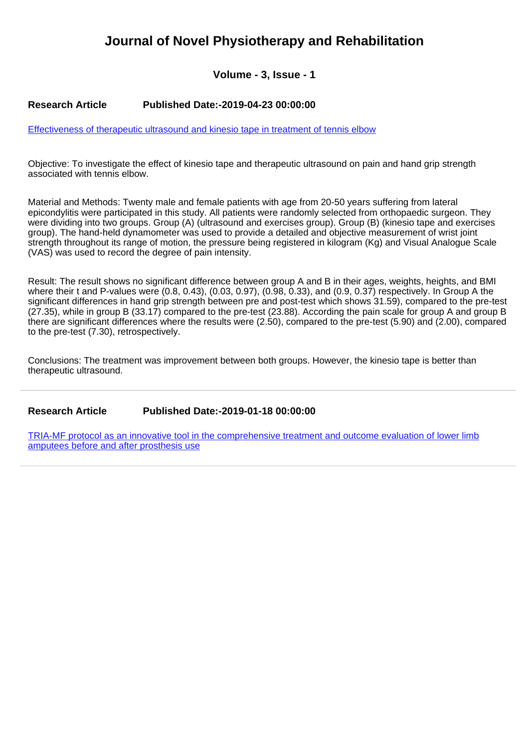# Journal of Novel Physiotherapy and Rehabilitation

### Volume - 3, Issue - 1

**Research Article** **Published Date:-2019-04-23 00:00:00**

[Effectiveness of therapeutic ultrasound and kinesio tape in treatment of tennis elbow]

Objective: To investigate the effect of kinesio tape and therapeutic ultrasound on pain and hand grip strength associated with tennis elbow.

Material and Methods: Twenty male and female patients with age from 20-50 years suffering from lateral epicondylitis were participated in this study. All patients were randomly selected from orthopaedic surgeon. They were dividing into two groups. Group (A) (ultrasound and exercises group). Group (B) (kinesio tape and exercises group). The hand-held dynamometer was used to provide a detailed and objective measurement of wrist joint strength throughout its range of motion, the pressure being registered in kilogram (Kg) and Visual Analogue Scale (VAS) was used to record the degree of pain intensity.

Result: The result shows no significant difference between group A and B in their ages, weights, heights, and BMI where their t and P-values were (0.8, 0.43), (0.03, 0.97), (0.98, 0.33), and (0.9, 0.37) respectively. In Group A the significant differences in hand grip strength between pre and post-test which shows 31.59), compared to the pre-test (27.35), while in group B (33.17) compared to the pre-test (23.88). According the pain scale for group A and group B there are significant differences where the results were (2.50), compared to the pre-test (5.90) and (2.00), compared to the pre-test (7.30), retrospectively.

Conclusions: The treatment was improvement between both groups. However, the kinesio tape is better than therapeutic ultrasound.

---

**Research Article** **Published Date:-2019-01-18 00:00:00**

[TRIA-MF protocol as an innovative tool in the comprehensive treatment and outcome evaluation of lower limb amputees before and after prosthesis use]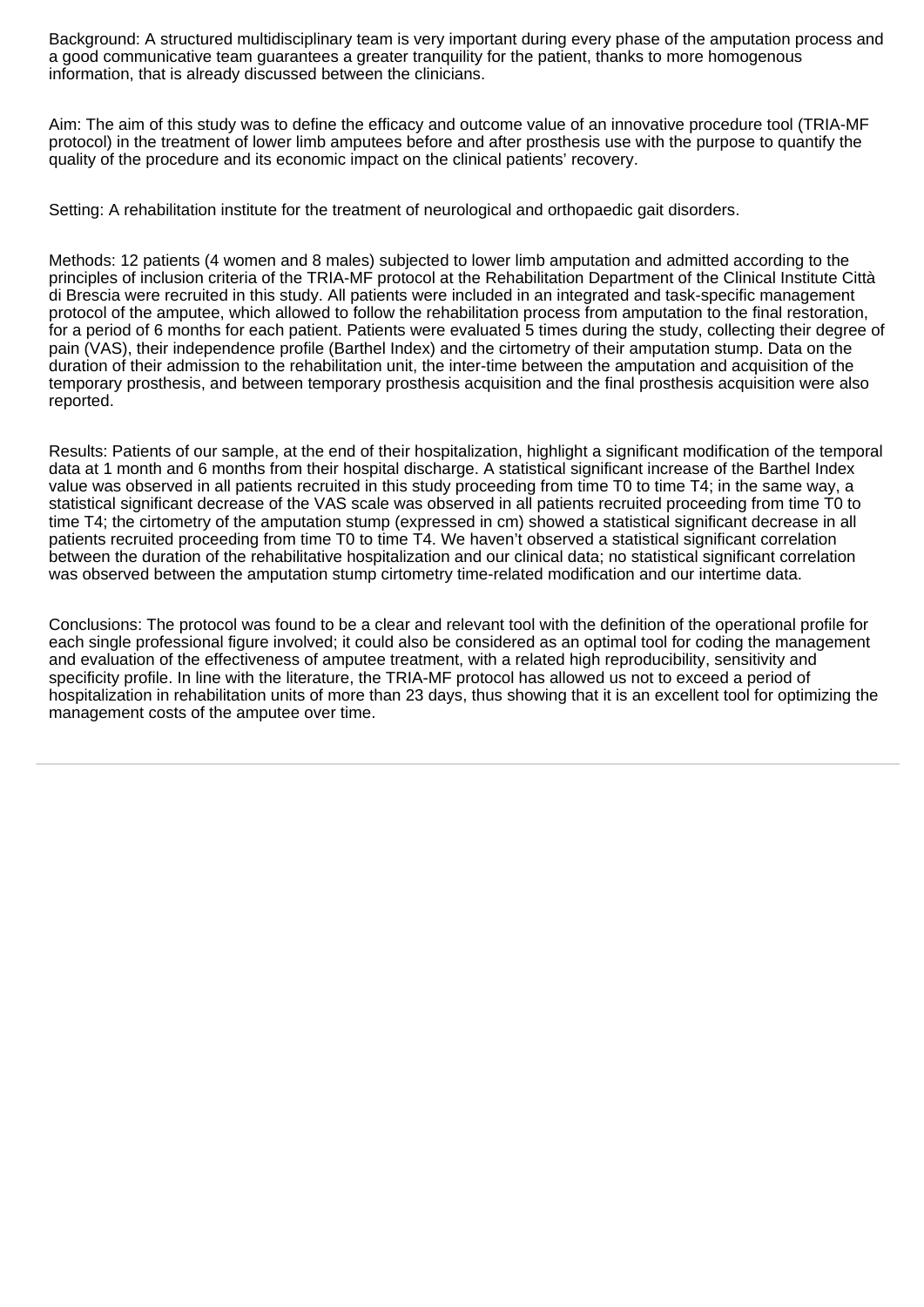Background: A structured multidisciplinary team is very important during every phase of the amputation process and a good communicative team guarantees a greater tranquility for the patient, thanks to more homogenous information, that is already discussed between the clinicians.

Aim: The aim of this study was to define the efficacy and outcome value of an innovative procedure tool (TRIA-MF protocol) in the treatment of lower limb amputees before and after prosthesis use with the purpose to quantify the quality of the procedure and its economic impact on the clinical patients' recovery.

Setting: A rehabilitation institute for the treatment of neurological and orthopaedic gait disorders.

Methods: 12 patients (4 women and 8 males) subjected to lower limb amputation and admitted according to the principles of inclusion criteria of the TRIA-MF protocol at the Rehabilitation Department of the Clinical Institute Città di Brescia were recruited in this study. All patients were included in an integrated and task-specific management protocol of the amputee, which allowed to follow the rehabilitation process from amputation to the final restoration, for a period of 6 months for each patient. Patients were evaluated 5 times during the study, collecting their degree of pain (VAS), their independence profile (Barthel Index) and the cirtometry of their amputation stump. Data on the duration of their admission to the rehabilitation unit, the inter-time between the amputation and acquisition of the temporary prosthesis, and between temporary prosthesis acquisition and the final prosthesis acquisition were also reported.

Results: Patients of our sample, at the end of their hospitalization, highlight a significant modification of the temporal data at 1 month and 6 months from their hospital discharge. A statistical significant increase of the Barthel Index value was observed in all patients recruited in this study proceeding from time T0 to time T4; in the same way, a statistical significant decrease of the VAS scale was observed in all patients recruited proceeding from time T0 to time T4; the cirtometry of the amputation stump (expressed in cm) showed a statistical significant decrease in all patients recruited proceeding from time T0 to time T4. We haven't observed a statistical significant correlation between the duration of the rehabilitative hospitalization and our clinical data; no statistical significant correlation was observed between the amputation stump cirtometry time-related modification and our intertime data.

Conclusions: The protocol was found to be a clear and relevant tool with the definition of the operational profile for each single professional figure involved; it could also be considered as an optimal tool for coding the management and evaluation of the effectiveness of amputee treatment, with a related high reproducibility, sensitivity and specificity profile. In line with the literature, the TRIA-MF protocol has allowed us not to exceed a period of hospitalization in rehabilitation units of more than 23 days, thus showing that it is an excellent tool for optimizing the management costs of the amputee over time.